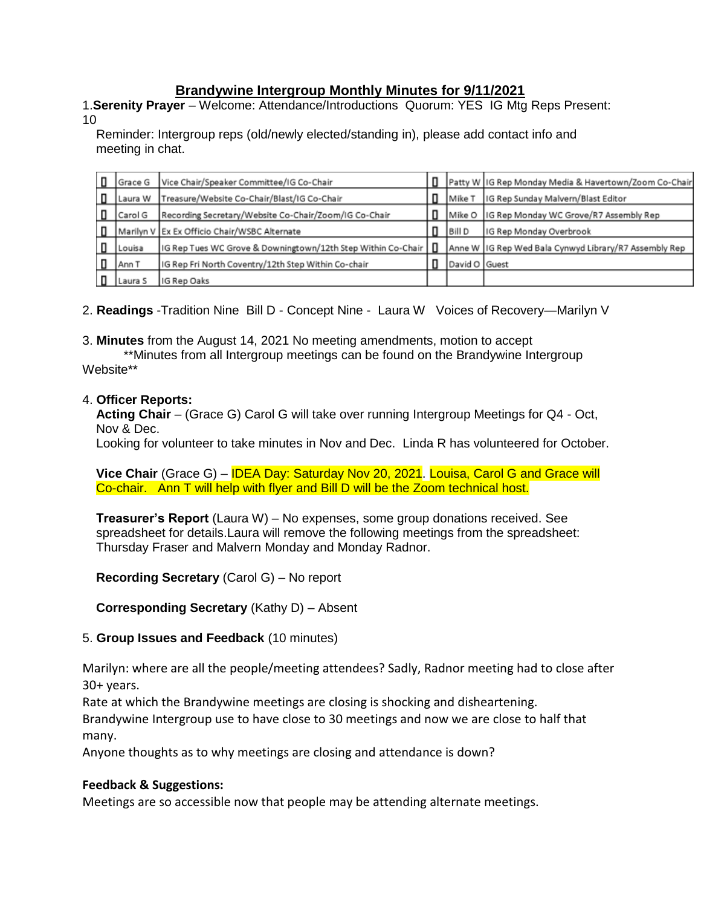## Brandywine Intergroup Monthly Minutes for 9/11/2021

1.**Serenity Prayer** – Welcome: Attendance/Introductions Quorum: YES IG Mtg Reps Present: 10

Reminder: Intergroup reps (old/newly elected/standing in), please add contact info and meeting in chat.

| | | | | | |
|---|---|---|---|---|---|
| ☐ | Grace G | Vice Chair/Speaker Committee/IG Co-Chair | ☐ | Patty W | IG Rep Monday Media & Havertown/Zoom Co-Chair |
| ☐ | Laura W | Treasure/Website Co-Chair/Blast/IG Co-Chair | ☐ | Mike T | IG Rep Sunday Malvern/Blast Editor |
| ☐ | Carol G | Recording Secretary/Website Co-Chair/Zoom/IG Co-Chair | ☐ | Mike O | IG Rep Monday WC Grove/R7 Assembly Rep |
| ☐ | Marilyn V | Ex Ex Officio Chair/WSBC Alternate | ☐ | Bill D | IG Rep Monday Overbrook |
| ☐ | Louisa | IG Rep Tues WC Grove & Downingtown/12th Step Within Co-Chair | ☐ | Anne W | IG Rep Wed Bala Cynwyd Library/R7 Assembly Rep |
| ☐ | Ann T | IG Rep Fri North Coventry/12th Step Within Co-chair | ☐ | David O | Guest |
| ☐ | Laura S | IG Rep Oaks | | | |

2. **Readings** -Tradition Nine Bill D - Concept Nine - Laura W Voices of Recovery—Marilyn V

3. **Minutes** from the August 14, 2021 No meeting amendments, motion to accept

**Minutes from all Intergroup meetings can be found on the Brandywine Intergroup Website**

4. **Officer Reports:**

**Acting Chair** – (Grace G) Carol G will take over running Intergroup Meetings for Q4 - Oct, Nov & Dec.

Looking for volunteer to take minutes in Nov and Dec. Linda R has volunteered for October.

**Vice Chair** (Grace G) – IDEA Day: Saturday Nov 20, 2021. Louisa, Carol G and Grace will Co-chair. Ann T will help with flyer and Bill D will be the Zoom technical host.

**Treasurer's Report** (Laura W) – No expenses, some group donations received. See spreadsheet for details.Laura will remove the following meetings from the spreadsheet: Thursday Fraser and Malvern Monday and Monday Radnor.

**Recording Secretary** (Carol G) – No report

**Corresponding Secretary** (Kathy D) – Absent

5. **Group Issues and Feedback** (10 minutes)

Marilyn: where are all the people/meeting attendees? Sadly, Radnor meeting had to close after 30+ years.

Rate at which the Brandywine meetings are closing is shocking and disheartening.

Brandywine Intergroup use to have close to 30 meetings and now we are close to half that many.

Anyone thoughts as to why meetings are closing and attendance is down?

**Feedback & Suggestions:**

Meetings are so accessible now that people may be attending alternate meetings.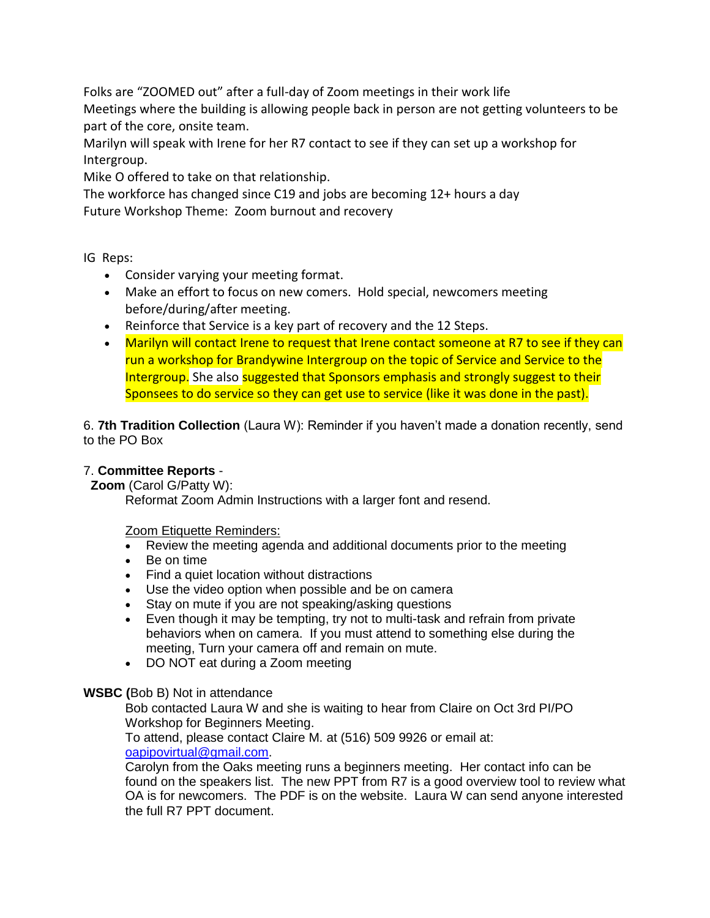Folks are "ZOOMED out" after a full-day of Zoom meetings in their work life
Meetings where the building is allowing people back in person are not getting volunteers to be part of the core, onsite team.
Marilyn will speak with Irene for her R7 contact to see if they can set up a workshop for Intergroup.
Mike O offered to take on that relationship.
The workforce has changed since C19 and jobs are becoming 12+ hours a day
Future Workshop Theme: Zoom burnout and recovery

IG Reps:

- Consider varying your meeting format.
- Make an effort to focus on new comers. Hold special, newcomers meeting before/during/after meeting.
- Reinforce that Service is a key part of recovery and the 12 Steps.
- Marilyn will contact Irene to request that Irene contact someone at R7 to see if they can run a workshop for Brandywine Intergroup on the topic of Service and Service to the Intergroup. She also suggested that Sponsors emphasis and strongly suggest to their Sponsees to do service so they can get use to service (like it was done in the past).

6. **7th Tradition Collection** (Laura W): Reminder if you haven't made a donation recently, send to the PO Box

7. **Committee Reports** -

**Zoom** (Carol G/Patty W):

Reformat Zoom Admin Instructions with a larger font and resend.

Zoom Etiquette Reminders:

- Review the meeting agenda and additional documents prior to the meeting
- Be on time
- Find a quiet location without distractions
- Use the video option when possible and be on camera
- Stay on mute if you are not speaking/asking questions
- Even though it may be tempting, try not to multi-task and refrain from private behaviors when on camera. If you must attend to something else during the meeting, Turn your camera off and remain on mute.
- DO NOT eat during a Zoom meeting

**WSBC (**Bob B) Not in attendance

Bob contacted Laura W and she is waiting to hear from Claire on Oct 3rd PI/PO Workshop for Beginners Meeting.
To attend, please contact Claire M. at (516) 509 9926 or email at: oapipovirtual@gmail.com.
Carolyn from the Oaks meeting runs a beginners meeting. Her contact info can be found on the speakers list. The new PPT from R7 is a good overview tool to review what OA is for newcomers. The PDF is on the website. Laura W can send anyone interested the full R7 PPT document.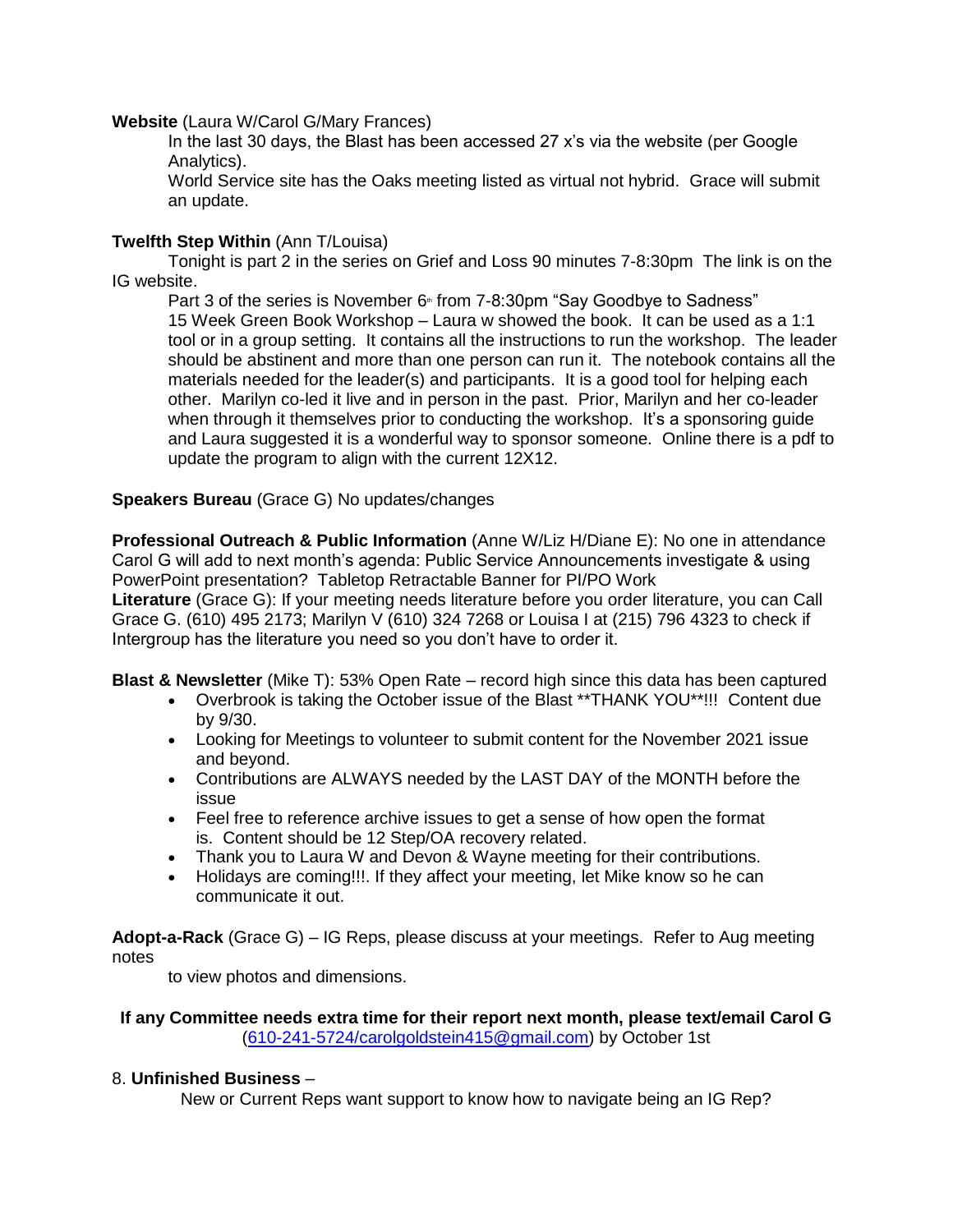**Website** (Laura W/Carol G/Mary Frances)

In the last 30 days, the Blast has been accessed 27 x's via the website (per Google Analytics).

World Service site has the Oaks meeting listed as virtual not hybrid. Grace will submit an update.

**Twelfth Step Within** (Ann T/Louisa)

Tonight is part 2 in the series on Grief and Loss 90 minutes 7-8:30pm The link is on the IG website.

Part 3 of the series is November 6th from 7-8:30pm "Say Goodbye to Sadness"

15 Week Green Book Workshop – Laura w showed the book. It can be used as a 1:1 tool or in a group setting. It contains all the instructions to run the workshop. The leader should be abstinent and more than one person can run it. The notebook contains all the materials needed for the leader(s) and participants. It is a good tool for helping each other. Marilyn co-led it live and in person in the past. Prior, Marilyn and her co-leader when through it themselves prior to conducting the workshop. It's a sponsoring guide and Laura suggested it is a wonderful way to sponsor someone. Online there is a pdf to update the program to align with the current 12X12.

**Speakers Bureau** (Grace G) No updates/changes

**Professional Outreach & Public Information** (Anne W/Liz H/Diane E): No one in attendance Carol G will add to next month's agenda: Public Service Announcements investigate & using PowerPoint presentation? Tabletop Retractable Banner for PI/PO Work

**Literature** (Grace G): If your meeting needs literature before you order literature, you can Call Grace G. (610) 495 2173; Marilyn V (610) 324 7268 or Louisa I at (215) 796 4323 to check if Intergroup has the literature you need so you don't have to order it.

**Blast & Newsletter** (Mike T): 53% Open Rate – record high since this data has been captured

- Overbrook is taking the October issue of the Blast **THANK YOU**!!! Content due by 9/30.
- Looking for Meetings to volunteer to submit content for the November 2021 issue and beyond.
- Contributions are ALWAYS needed by the LAST DAY of the MONTH before the issue
- Feel free to reference archive issues to get a sense of how open the format is. Content should be 12 Step/OA recovery related.
- Thank you to Laura W and Devon & Wayne meeting for their contributions.
- Holidays are coming!!!. If they affect your meeting, let Mike know so he can communicate it out.

**Adopt-a-Rack** (Grace G) – IG Reps, please discuss at your meetings. Refer to Aug meeting notes

to view photos and dimensions.

**If any Committee needs extra time for their report next month, please text/email Carol G** (610-241-5724/carolgoldstein415@gmail.com) by October 1st

8. **Unfinished Business** –

New or Current Reps want support to know how to navigate being an IG Rep?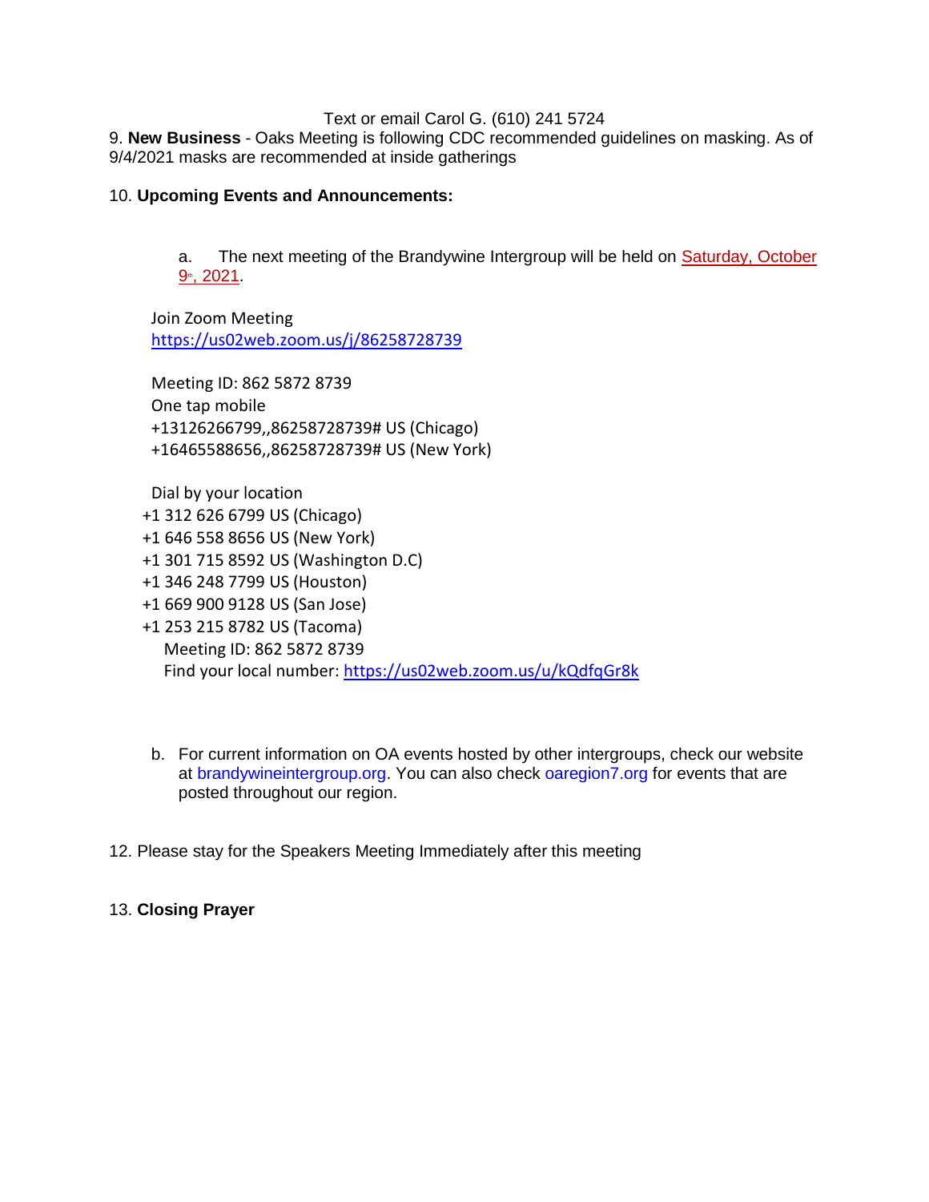Text or email Carol G. (610) 241 5724

9. **New Business** - Oaks Meeting is following CDC recommended guidelines on masking. As of 9/4/2021 masks are recommended at inside gatherings

10. **Upcoming Events and Announcements:**

a. The next meeting of the Brandywine Intergroup will be held on Saturday, October 9th, 2021.

Join Zoom Meeting
https://us02web.zoom.us/j/86258728739

Meeting ID: 862 5872 8739
One tap mobile
+13126266799,,86258728739# US (Chicago)
+16465588656,,86258728739# US (New York)

Dial by your location
+1 312 626 6799 US (Chicago)
+1 646 558 8656 US (New York)
+1 301 715 8592 US (Washington D.C)
+1 346 248 7799 US (Houston)
+1 669 900 9128 US (San Jose)
+1 253 215 8782 US (Tacoma)
Meeting ID: 862 5872 8739
Find your local number: https://us02web.zoom.us/u/kQdfqGr8k

b. For current information on OA events hosted by other intergroups, check our website at brandywineintergroup.org. You can also check oaregion7.org for events that are posted throughout our region.

12. Please stay for the Speakers Meeting Immediately after this meeting

13. **Closing Prayer**